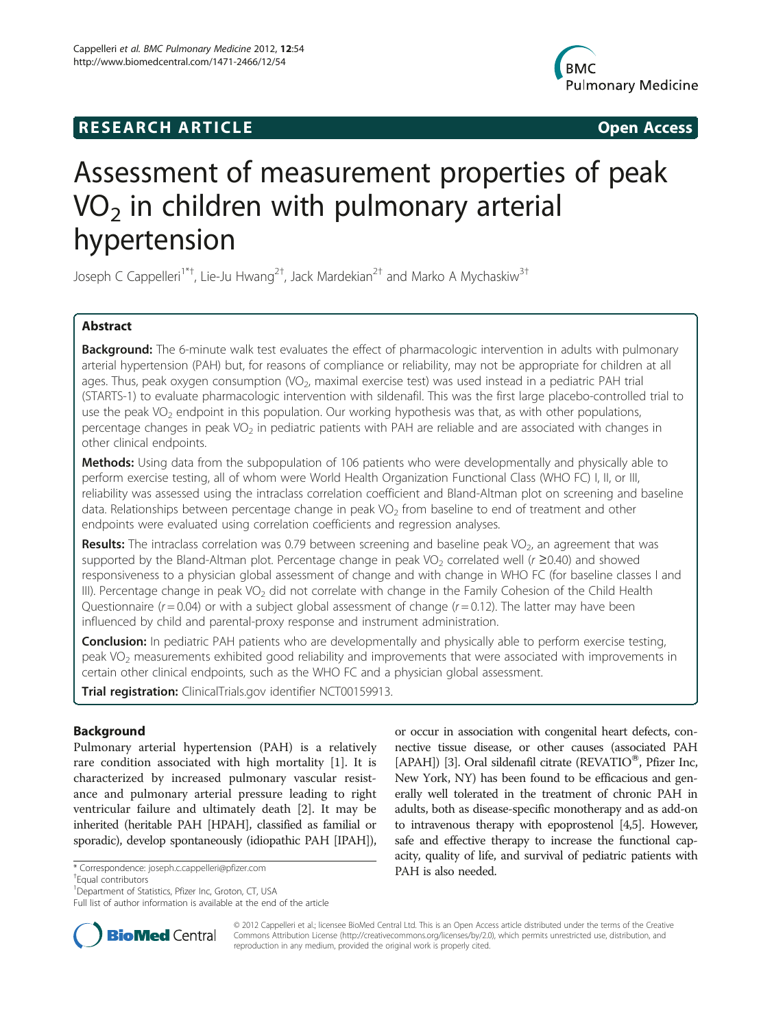**RESEARCH ARTICLE** **Open Access**

# Assessment of measurement properties of peak $VO_2$ in children with pulmonary arterial hypertension

Joseph C Cappelleri[1*†], Lie-Ju Hwang[2†], Jack Mardekian[2†] and Marko A Mychaskiw[3†]

## Abstract

**Background:** The 6-minute walk test evaluates the effect of pharmacologic intervention in adults with pulmonary arterial hypertension (PAH) but, for reasons of compliance or reliability, may not be appropriate for children at all ages. Thus, peak oxygen consumption ($VO_2$, maximal exercise test) was used instead in a pediatric PAH trial (STARTS-1) to evaluate pharmacologic intervention with sildenafil. This was the first large placebo-controlled trial to use the peak $VO_2$ endpoint in this population. Our working hypothesis was that, as with other populations, percentage changes in peak $VO_2$ in pediatric patients with PAH are reliable and are associated with changes in other clinical endpoints.

**Methods:** Using data from the subpopulation of 106 patients who were developmentally and physically able to perform exercise testing, all of whom were World Health Organization Functional Class (WHO FC) I, II, or III, reliability was assessed using the intraclass correlation coefficient and Bland-Altman plot on screening and baseline data. Relationships between percentage change in peak $VO_2$ from baseline to end of treatment and other endpoints were evaluated using correlation coefficients and regression analyses.

**Results:** The intraclass correlation was 0.79 between screening and baseline peak $VO_2$, an agreement that was supported by the Bland-Altman plot. Percentage change in peak $VO_2$ correlated well ($r \geq 0.40$) and showed responsiveness to a physician global assessment of change and with change in WHO FC (for baseline classes I and III). Percentage change in peak $VO_2$ did not correlate with change in the Family Cohesion of the Child Health Questionnaire ($r = 0.04$) or with a subject global assessment of change ($r = 0.12$). The latter may have been influenced by child and parental-proxy response and instrument administration.

**Conclusion:** In pediatric PAH patients who are developmentally and physically able to perform exercise testing, peak $VO_2$ measurements exhibited good reliability and improvements that were associated with improvements in certain other clinical endpoints, such as the WHO FC and a physician global assessment.

**Trial registration:** ClinicalTrials.gov identifier NCT00159913.

## Background

Pulmonary arterial hypertension (PAH) is a relatively rare condition associated with high mortality [1]. It is characterized by increased pulmonary vascular resistance and pulmonary arterial pressure leading to right ventricular failure and ultimately death [2]. It may be inherited (heritable PAH [HPAH], classified as familial or sporadic), develop spontaneously (idiopathic PAH [IPAH]), or occur in association with congenital heart defects, connective tissue disease, or other causes (associated PAH [APAH]) [3]. Oral sildenafil citrate (REVATIO®, Pfizer Inc, New York, NY) has been found to be efficacious and generally well tolerated in the treatment of chronic PAH in adults, both as disease-specific monotherapy and as add-on to intravenous therapy with epoprostenol [4,5]. However, safe and effective therapy to increase the functional capacity, quality of life, and survival of pediatric patients with PAH is also needed.

\* Correspondence: joseph.c.cappelleri@pfizer.com

†Equal contributors

[1]Department of Statistics, Pfizer Inc, Groton, CT, USA

Full list of author information is available at the end of the article

© 2012 Cappelleri et al.; licensee BioMed Central Ltd. This is an Open Access article distributed under the terms of the Creative Commons Attribution License (http://creativecommons.org/licenses/by/2.0), which permits unrestricted use, distribution, and reproduction in any medium, provided the original work is properly cited.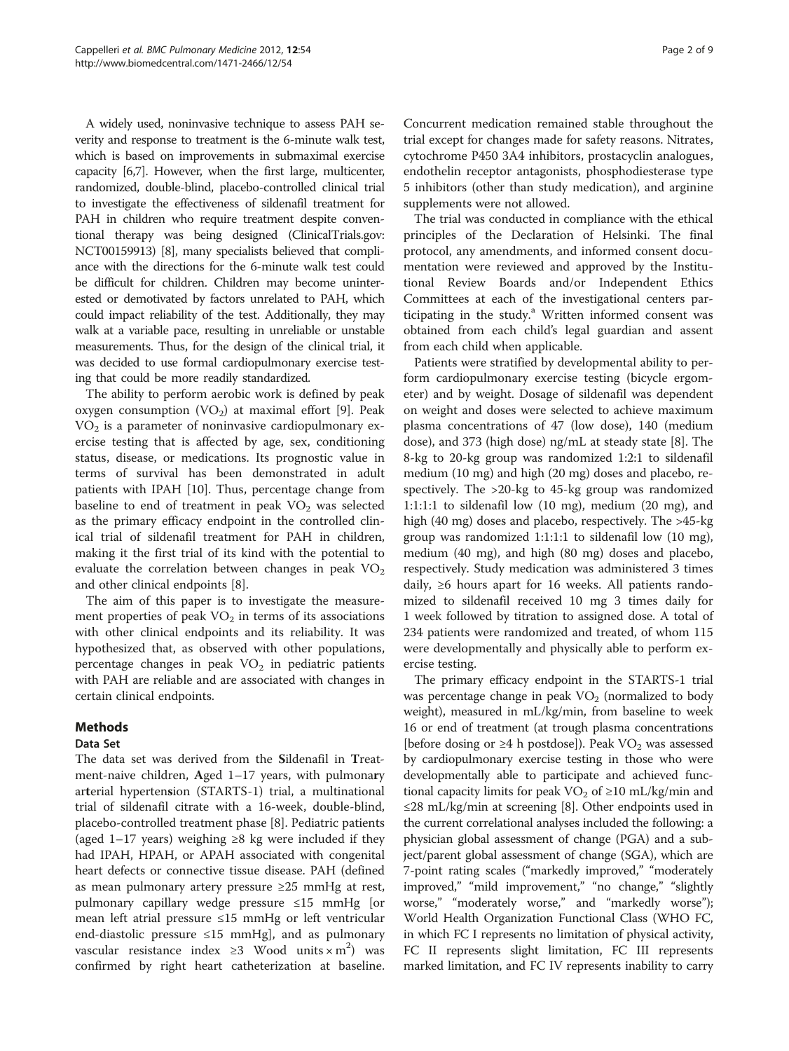A widely used, noninvasive technique to assess PAH severity and response to treatment is the 6-minute walk test, which is based on improvements in submaximal exercise capacity [6,7]. However, when the first large, multicenter, randomized, double-blind, placebo-controlled clinical trial to investigate the effectiveness of sildenafil treatment for PAH in children who require treatment despite conventional therapy was being designed (ClinicalTrials.gov: NCT00159913) [8], many specialists believed that compliance with the directions for the 6-minute walk test could be difficult for children. Children may become uninterested or demotivated by factors unrelated to PAH, which could impact reliability of the test. Additionally, they may walk at a variable pace, resulting in unreliable or unstable measurements. Thus, for the design of the clinical trial, it was decided to use formal cardiopulmonary exercise testing that could be more readily standardized.

The ability to perform aerobic work is defined by peak oxygen consumption ($VO_2$) at maximal effort [9]. Peak $VO_2$ is a parameter of noninvasive cardiopulmonary exercise testing that is affected by age, sex, conditioning status, disease, or medications. Its prognostic value in terms of survival has been demonstrated in adult patients with IPAH [10]. Thus, percentage change from baseline to end of treatment in peak $VO_2$ was selected as the primary efficacy endpoint in the controlled clinical trial of sildenafil treatment for PAH in children, making it the first trial of its kind with the potential to evaluate the correlation between changes in peak $VO_2$ and other clinical endpoints [8].

The aim of this paper is to investigate the measurement properties of peak $VO_2$ in terms of its associations with other clinical endpoints and its reliability. It was hypothesized that, as observed with other populations, percentage changes in peak $VO_2$ in pediatric patients with PAH are reliable and are associated with changes in certain clinical endpoints.

## Methods

### Data Set

The data set was derived from the **S**ildenafil in **T**reatment-naive children, **A**ged 1–17 years, with pulmona**r**y ar**t**erial hyperten**s**ion (STARTS-1) trial, a multinational trial of sildenafil citrate with a 16-week, double-blind, placebo-controlled treatment phase [8]. Pediatric patients (aged 1–17 years) weighing ≥8 kg were included if they had IPAH, HPAH, or APAH associated with congenital heart defects or connective tissue disease. PAH (defined as mean pulmonary artery pressure ≥25 mmHg at rest, pulmonary capillary wedge pressure ≤15 mmHg [or mean left atrial pressure ≤15 mmHg or left ventricular end-diastolic pressure ≤15 mmHg], and as pulmonary vascular resistance index ≥3 Wood units × m$^2$) was confirmed by right heart catheterization at baseline. Concurrent medication remained stable throughout the trial except for changes made for safety reasons. Nitrates, cytochrome P450 3A4 inhibitors, prostacyclin analogues, endothelin receptor antagonists, phosphodiesterase type 5 inhibitors (other than study medication), and arginine supplements were not allowed.

The trial was conducted in compliance with the ethical principles of the Declaration of Helsinki. The final protocol, any amendments, and informed consent documentation were reviewed and approved by the Institutional Review Boards and/or Independent Ethics Committees at each of the investigational centers participating in the study.[a] Written informed consent was obtained from each child's legal guardian and assent from each child when applicable.

Patients were stratified by developmental ability to perform cardiopulmonary exercise testing (bicycle ergometer) and by weight. Dosage of sildenafil was dependent on weight and doses were selected to achieve maximum plasma concentrations of 47 (low dose), 140 (medium dose), and 373 (high dose) ng/mL at steady state [8]. The 8-kg to 20-kg group was randomized 1:2:1 to sildenafil medium (10 mg) and high (20 mg) doses and placebo, respectively. The >20-kg to 45-kg group was randomized 1:1:1:1 to sildenafil low (10 mg), medium (20 mg), and high (40 mg) doses and placebo, respectively. The >45-kg group was randomized 1:1:1:1 to sildenafil low (10 mg), medium (40 mg), and high (80 mg) doses and placebo, respectively. Study medication was administered 3 times daily, ≥6 hours apart for 16 weeks. All patients randomized to sildenafil received 10 mg 3 times daily for 1 week followed by titration to assigned dose. A total of 234 patients were randomized and treated, of whom 115 were developmentally and physically able to perform exercise testing.

The primary efficacy endpoint in the STARTS-1 trial was percentage change in peak $VO_2$ (normalized to body weight), measured in mL/kg/min, from baseline to week 16 or end of treatment (at trough plasma concentrations [before dosing or ≥4 h postdose]). Peak $VO_2$ was assessed by cardiopulmonary exercise testing in those who were developmentally able to participate and achieved functional capacity limits for peak $VO_2$ of ≥10 mL/kg/min and ≤28 mL/kg/min at screening [8]. Other endpoints used in the current correlational analyses included the following: a physician global assessment of change (PGA) and a subject/parent global assessment of change (SGA), which are 7-point rating scales ("markedly improved," "moderately improved," "mild improvement," "no change," "slightly worse," "moderately worse," and "markedly worse"); World Health Organization Functional Class (WHO FC, in which FC I represents no limitation of physical activity, FC II represents slight limitation, FC III represents marked limitation, and FC IV represents inability to carry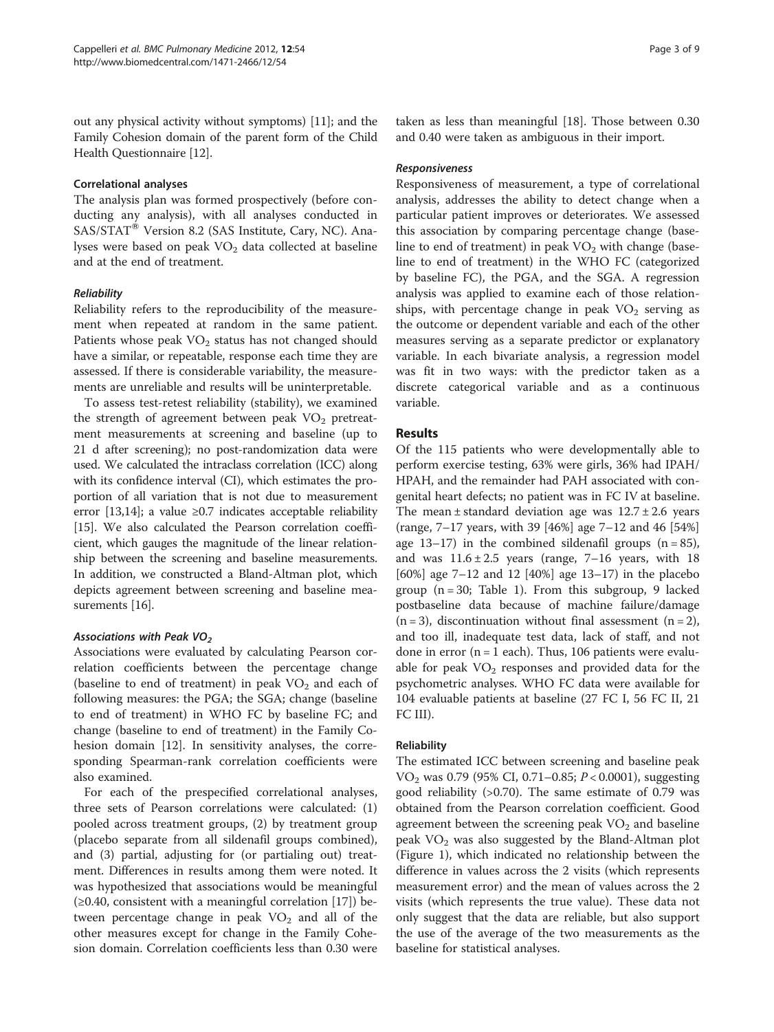out any physical activity without symptoms) [11]; and the Family Cohesion domain of the parent form of the Child Health Questionnaire [12].

### Correlational analyses

The analysis plan was formed prospectively (before conducting any analysis), with all analyses conducted in SAS/STAT® Version 8.2 (SAS Institute, Cary, NC). Analyses were based on peak $VO_2$ data collected at baseline and at the end of treatment.

#### *Reliability*

Reliability refers to the reproducibility of the measurement when repeated at random in the same patient. Patients whose peak $VO_2$ status has not changed should have a similar, or repeatable, response each time they are assessed. If there is considerable variability, the measurements are unreliable and results will be uninterpretable.

To assess test-retest reliability (stability), we examined the strength of agreement between peak $VO_2$ pretreatment measurements at screening and baseline (up to 21 d after screening); no post-randomization data were used. We calculated the intraclass correlation (ICC) along with its confidence interval (CI), which estimates the proportion of all variation that is not due to measurement error [13,14]; a value ≥0.7 indicates acceptable reliability [15]. We also calculated the Pearson correlation coefficient, which gauges the magnitude of the linear relationship between the screening and baseline measurements. In addition, we constructed a Bland-Altman plot, which depicts agreement between screening and baseline measurements [16].

#### *Associations with Peak $VO_2$*

Associations were evaluated by calculating Pearson correlation coefficients between the percentage change (baseline to end of treatment) in peak $VO_2$ and each of following measures: the PGA; the SGA; change (baseline to end of treatment) in WHO FC by baseline FC; and change (baseline to end of treatment) in the Family Cohesion domain [12]. In sensitivity analyses, the corresponding Spearman-rank correlation coefficients were also examined.

For each of the prespecified correlational analyses, three sets of Pearson correlations were calculated: (1) pooled across treatment groups, (2) by treatment group (placebo separate from all sildenafil groups combined), and (3) partial, adjusting for (or partialing out) treatment. Differences in results among them were noted. It was hypothesized that associations would be meaningful (≥0.40, consistent with a meaningful correlation [17]) between percentage change in peak $VO_2$ and all of the other measures except for change in the Family Cohesion domain. Correlation coefficients less than 0.30 were taken as less than meaningful [18]. Those between 0.30 and 0.40 were taken as ambiguous in their import.

#### *Responsiveness*

Responsiveness of measurement, a type of correlational analysis, addresses the ability to detect change when a particular patient improves or deteriorates. We assessed this association by comparing percentage change (baseline to end of treatment) in peak $VO_2$ with change (baseline to end of treatment) in the WHO FC (categorized by baseline FC), the PGA, and the SGA. A regression analysis was applied to examine each of those relationships, with percentage change in peak $VO_2$ serving as the outcome or dependent variable and each of the other measures serving as a separate predictor or explanatory variable. In each bivariate analysis, a regression model was fit in two ways: with the predictor taken as a discrete categorical variable and as a continuous variable.

## Results

Of the 115 patients who were developmentally able to perform exercise testing, 63% were girls, 36% had IPAH/HPAH, and the remainder had PAH associated with congenital heart defects; no patient was in FC IV at baseline. The mean ± standard deviation age was 12.7 ± 2.6 years (range, 7–17 years, with 39 [46%] age 7–12 and 46 [54%] age 13–17) in the combined sildenafil groups (n = 85), and was 11.6 ± 2.5 years (range, 7–16 years, with 18 [60%] age 7–12 and 12 [40%] age 13–17) in the placebo group (n = 30; Table 1). From this subgroup, 9 lacked postbaseline data because of machine failure/damage (n = 3), discontinuation without final assessment (n = 2), and too ill, inadequate test data, lack of staff, and not done in error (n = 1 each). Thus, 106 patients were evaluable for peak $VO_2$ responses and provided data for the psychometric analyses. WHO FC data were available for 104 evaluable patients at baseline (27 FC I, 56 FC II, 21 FC III).

### Reliability

The estimated ICC between screening and baseline peak $VO_2$ was 0.79 (95% CI, 0.71–0.85; $P < 0.0001$), suggesting good reliability (>0.70). The same estimate of 0.79 was obtained from the Pearson correlation coefficient. Good agreement between the screening peak $VO_2$ and baseline peak $VO_2$ was also suggested by the Bland-Altman plot (Figure 1), which indicated no relationship between the difference in values across the 2 visits (which represents measurement error) and the mean of values across the 2 visits (which represents the true value). These data not only suggest that the data are reliable, but also support the use of the average of the two measurements as the baseline for statistical analyses.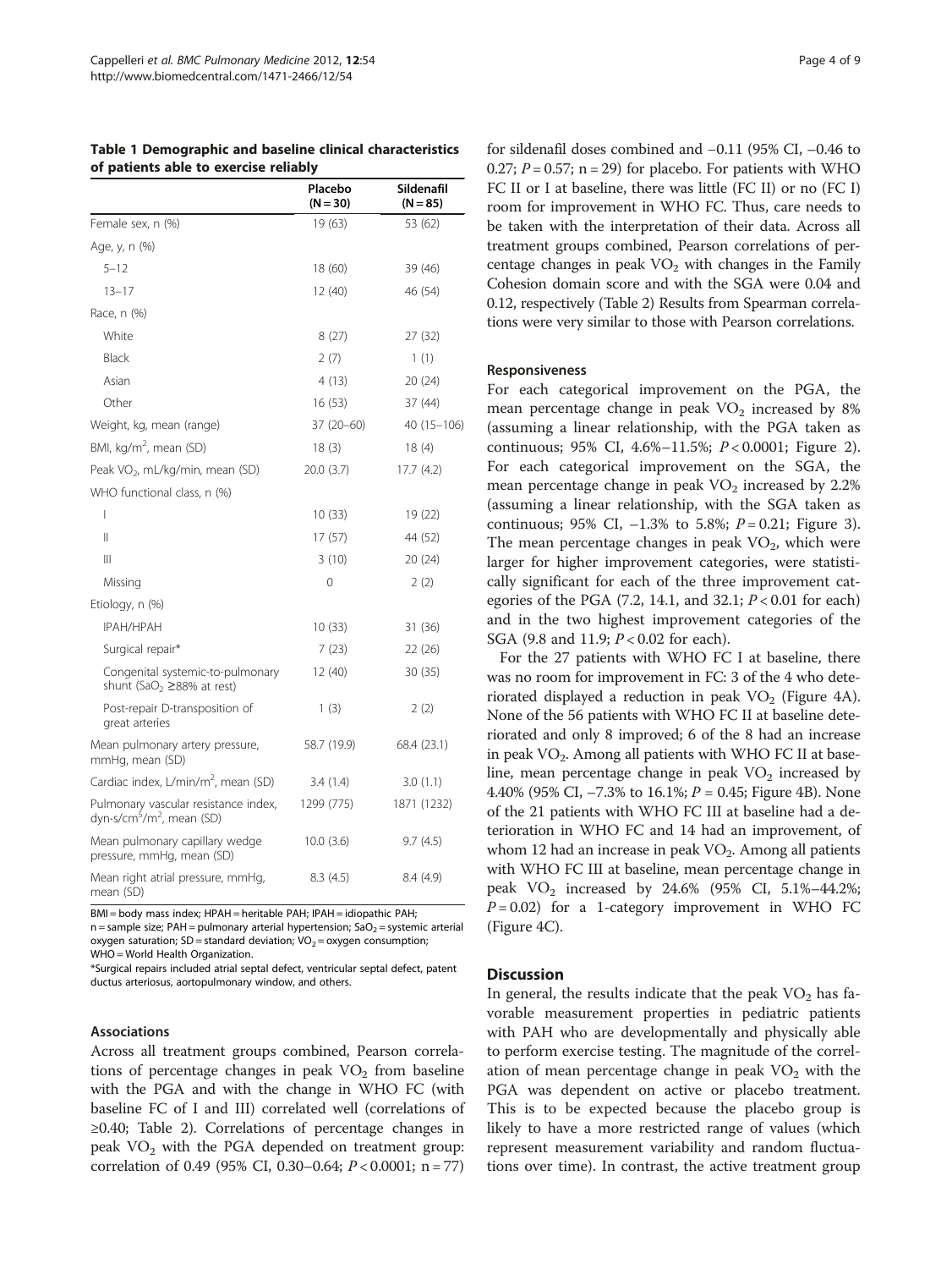**Table 1 Demographic and baseline clinical characteristics of patients able to exercise reliably**

| | Placebo (N = 30) | Sildenafil (N = 85) |
|---|---|---|
| Female sex, n (%) | 19 (63) | 53 (62) |
| Age, y, n (%) | | |
| 5–12 | 18 (60) | 39 (46) |
| 13–17 | 12 (40) | 46 (54) |
| Race, n (%) | | |
| White | 8 (27) | 27 (32) |
| Black | 2 (7) | 1 (1) |
| Asian | 4 (13) | 20 (24) |
| Other | 16 (53) | 37 (44) |
| Weight, kg, mean (range) | 37 (20–60) | 40 (15–106) |
| BMI, kg/m$^2$, mean (SD) | 18 (3) | 18 (4) |
| Peak $VO_2$, mL/kg/min, mean (SD) | 20.0 (3.7) | 17.7 (4.2) |
| WHO functional class, n (%) | | |
| I | 10 (33) | 19 (22) |
| II | 17 (57) | 44 (52) |
| III | 3 (10) | 20 (24) |
| Missing | 0 | 2 (2) |
| Etiology, n (%) | | |
| IPAH/HPAH | 10 (33) | 31 (36) |
| Surgical repair* | 7 (23) | 22 (26) |
| Congenital systemic-to-pulmonary shunt ($SaO_2$ ≥88% at rest) | 12 (40) | 30 (35) |
| Post-repair D-transposition of great arteries | 1 (3) | 2 (2) |
| Mean pulmonary artery pressure, mmHg, mean (SD) | 58.7 (19.9) | 68.4 (23.1) |
| Cardiac index, L/min/m$^2$, mean (SD) | 3.4 (1.4) | 3.0 (1.1) |
| Pulmonary vascular resistance index, dyn·s/cm$^5$/m$^2$, mean (SD) | 1299 (775) | 1871 (1232) |
| Mean pulmonary capillary wedge pressure, mmHg, mean (SD) | 10.0 (3.6) | 9.7 (4.5) |
| Mean right atrial pressure, mmHg, mean (SD) | 8.3 (4.5) | 8.4 (4.9) |

BMI = body mass index; HPAH = heritable PAH; IPAH = idiopathic PAH; n = sample size; PAH = pulmonary arterial hypertension; $SaO_2$ = systemic arterial oxygen saturation; SD = standard deviation; $VO_2$ = oxygen consumption; WHO = World Health Organization.

*Surgical repairs included atrial septal defect, ventricular septal defect, patent ductus arteriosus, aortopulmonary window, and others.

### Associations

Across all treatment groups combined, Pearson correlations of percentage changes in peak $VO_2$ from baseline with the PGA and with the change in WHO FC (with baseline FC of I and III) correlated well (correlations of ≥0.40; Table 2). Correlations of percentage changes in peak $VO_2$ with the PGA depended on treatment group: correlation of 0.49 (95% CI, 0.30–0.64; $P < 0.0001$; n = 77) for sildenafil doses combined and −0.11 (95% CI, −0.46 to 0.27; $P = 0.57$; n = 29) for placebo. For patients with WHO FC II or I at baseline, there was little (FC II) or no (FC I) room for improvement in WHO FC. Thus, care needs to be taken with the interpretation of their data. Across all treatment groups combined, Pearson correlations of percentage changes in peak $VO_2$ with changes in the Family Cohesion domain score and with the SGA were 0.04 and 0.12, respectively (Table 2) Results from Spearman correlations were very similar to those with Pearson correlations.

### Responsiveness

For each categorical improvement on the PGA, the mean percentage change in peak $VO_2$ increased by 8% (assuming a linear relationship, with the PGA taken as continuous; 95% CI, 4.6%–11.5%; $P < 0.0001$; Figure 2). For each categorical improvement on the SGA, the mean percentage change in peak $VO_2$ increased by 2.2% (assuming a linear relationship, with the SGA taken as continuous; 95% CI, −1.3% to 5.8%; $P = 0.21$; Figure 3). The mean percentage changes in peak $VO_2$, which were larger for higher improvement categories, were statistically significant for each of the three improvement categories of the PGA (7.2, 14.1, and 32.1; $P < 0.01$ for each) and in the two highest improvement categories of the SGA (9.8 and 11.9; $P < 0.02$ for each).

For the 27 patients with WHO FC I at baseline, there was no room for improvement in FC: 3 of the 4 who deteriorated displayed a reduction in peak $VO_2$ (Figure 4A). None of the 56 patients with WHO FC II at baseline deteriorated and only 8 improved; 6 of the 8 had an increase in peak $VO_2$. Among all patients with WHO FC II at baseline, mean percentage change in peak $VO_2$ increased by 4.40% (95% CI, −7.3% to 16.1%; $P = 0.45$; Figure 4B). None of the 21 patients with WHO FC III at baseline had a deterioration in WHO FC and 14 had an improvement, of whom 12 had an increase in peak $VO_2$. Among all patients with WHO FC III at baseline, mean percentage change in peak $VO_2$ increased by 24.6% (95% CI, 5.1%–44.2%; $P = 0.02$) for a 1-category improvement in WHO FC (Figure 4C).

## Discussion

In general, the results indicate that the peak $VO_2$ has favorable measurement properties in pediatric patients with PAH who are developmentally and physically able to perform exercise testing. The magnitude of the correlation of mean percentage change in peak $VO_2$ with the PGA was dependent on active or placebo treatment. This is to be expected because the placebo group is likely to have a more restricted range of values (which represent measurement variability and random fluctuations over time). In contrast, the active treatment group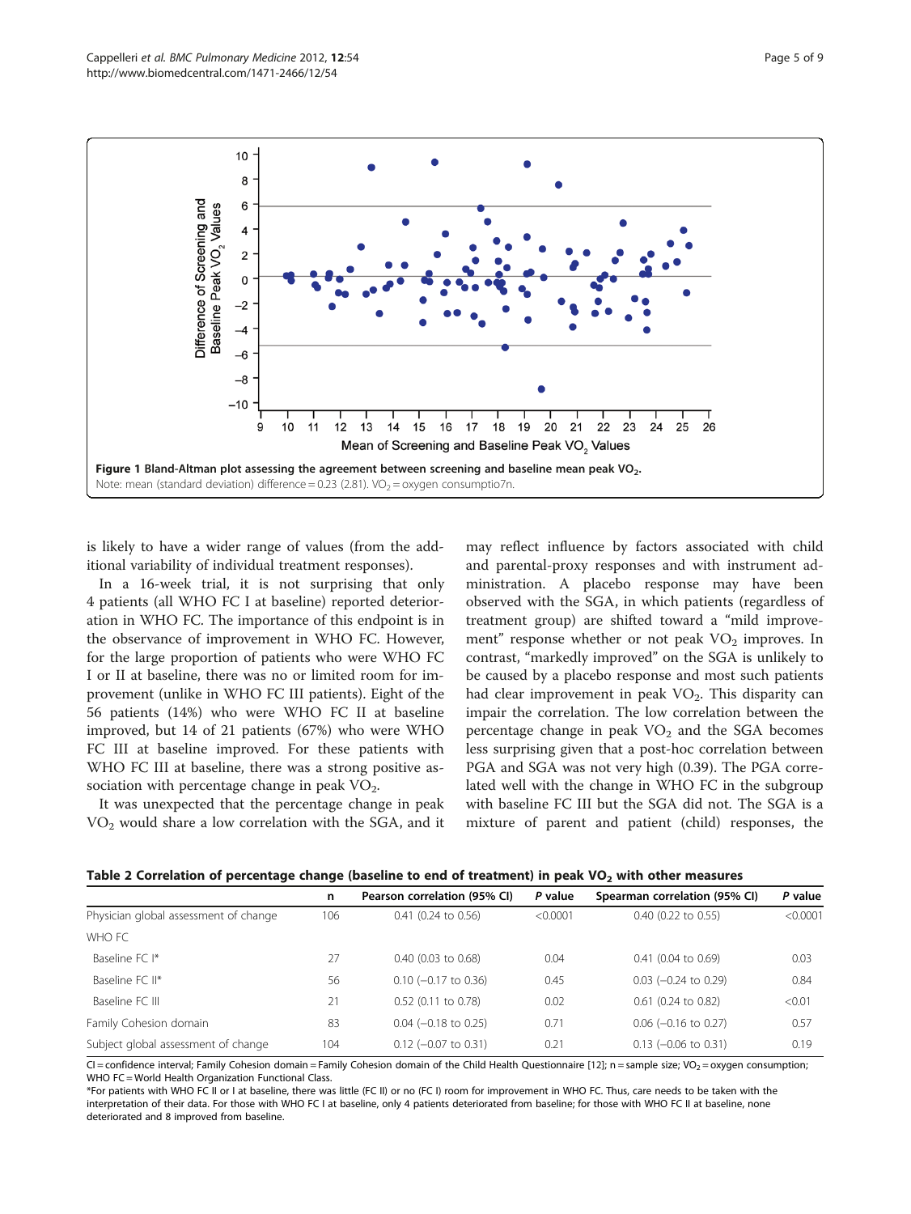Figure 1 Bland-Altman plot assessing the agreement between screening and baseline mean peak $VO_2$.
Note: mean (standard deviation) difference = 0.23 (2.81). $VO_2$ = oxygen consumptio7n.

is likely to have a wider range of values (from the additional variability of individual treatment responses).

In a 16-week trial, it is not surprising that only 4 patients (all WHO FC I at baseline) reported deterioration in WHO FC. The importance of this endpoint is in the observance of improvement in WHO FC. However, for the large proportion of patients who were WHO FC I or II at baseline, there was no or limited room for improvement (unlike in WHO FC III patients). Eight of the 56 patients (14%) who were WHO FC II at baseline improved, but 14 of 21 patients (67%) who were WHO FC III at baseline improved. For these patients with WHO FC III at baseline, there was a strong positive association with percentage change in peak $VO_2$.

It was unexpected that the percentage change in peak $VO_2$ would share a low correlation with the SGA, and it may reflect influence by factors associated with child and parental-proxy responses and with instrument administration. A placebo response may have been observed with the SGA, in which patients (regardless of treatment group) are shifted toward a "mild improvement" response whether or not peak $VO_2$ improves. In contrast, "markedly improved" on the SGA is unlikely to be caused by a placebo response and most such patients had clear improvement in peak $VO_2$. This disparity can impair the correlation. The low correlation between the percentage change in peak $VO_2$ and the SGA becomes less surprising given that a post-hoc correlation between PGA and SGA was not very high (0.39). The PGA correlated well with the change in WHO FC in the subgroup with baseline FC III but the SGA did not. The SGA is a mixture of parent and patient (child) responses, the

**Table 2 Correlation of percentage change (baseline to end of treatment) in peak $VO_2$ with other measures**

| | n | Pearson correlation (95% CI) | P value | Spearman correlation (95% CI) | P value |
|---|---|---|---|---|---|
| Physician global assessment of change | 106 | 0.41 (0.24 to 0.56) | <0.0001 | 0.40 (0.22 to 0.55) | <0.0001 |
| WHO FC | | | | | |
| Baseline FC I* | 27 | 0.40 (0.03 to 0.68) | 0.04 | 0.41 (0.04 to 0.69) | 0.03 |
| Baseline FC II* | 56 | 0.10 (−0.17 to 0.36) | 0.45 | 0.03 (−0.24 to 0.29) | 0.84 |
| Baseline FC III | 21 | 0.52 (0.11 to 0.78) | 0.02 | 0.61 (0.24 to 0.82) | <0.01 |
| Family Cohesion domain | 83 | 0.04 (−0.18 to 0.25) | 0.71 | 0.06 (−0.16 to 0.27) | 0.57 |
| Subject global assessment of change | 104 | 0.12 (−0.07 to 0.31) | 0.21 | 0.13 (−0.06 to 0.31) | 0.19 |

CI = confidence interval; Family Cohesion domain = Family Cohesion domain of the Child Health Questionnaire [12]; n = sample size; $VO_2$ = oxygen consumption; WHO FC = World Health Organization Functional Class.
*For patients with WHO FC II or I at baseline, there was little (FC II) or no (FC I) room for improvement in WHO FC. Thus, care needs to be taken with the interpretation of their data. For those with WHO FC I at baseline, only 4 patients deteriorated from baseline; for those with WHO FC II at baseline, none deteriorated and 8 improved from baseline.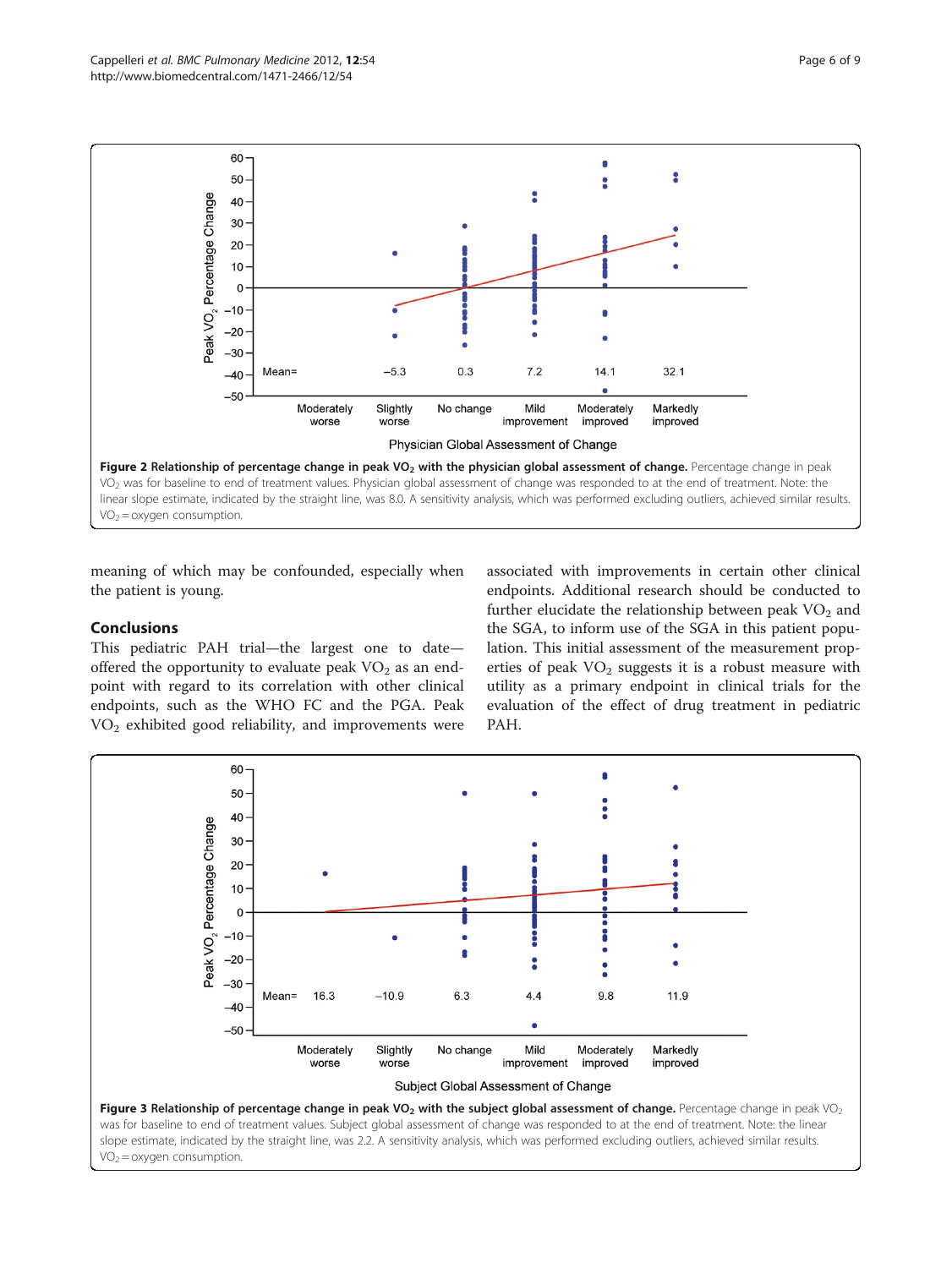**Figure 2 Relationship of percentage change in peak $VO_2$ with the physician global assessment of change.** Percentage change in peak $VO_2$ was for baseline to end of treatment values. Physician global assessment of change was responded to at the end of treatment. Note: the linear slope estimate, indicated by the straight line, was 8.0. A sensitivity analysis, which was performed excluding outliers, achieved similar results. $VO_2$ = oxygen consumption.

meaning of which may be confounded, especially when the patient is young.

## Conclusions

This pediatric PAH trial—the largest one to date—offered the opportunity to evaluate peak $VO_2$ as an endpoint with regard to its correlation with other clinical endpoints, such as the WHO FC and the PGA. Peak $VO_2$ exhibited good reliability, and improvements were associated with improvements in certain other clinical endpoints. Additional research should be conducted to further elucidate the relationship between peak $VO_2$ and the SGA, to inform use of the SGA in this patient population. This initial assessment of the measurement properties of peak $VO_2$ suggests it is a robust measure with utility as a primary endpoint in clinical trials for the evaluation of the effect of drug treatment in pediatric PAH.

**Figure 3 Relationship of percentage change in peak $VO_2$ with the subject global assessment of change.** Percentage change in peak $VO_2$ was for baseline to end of treatment values. Subject global assessment of change was responded to at the end of treatment. Note: the linear slope estimate, indicated by the straight line, was 2.2. A sensitivity analysis, which was performed excluding outliers, achieved similar results. $VO_2$ = oxygen consumption.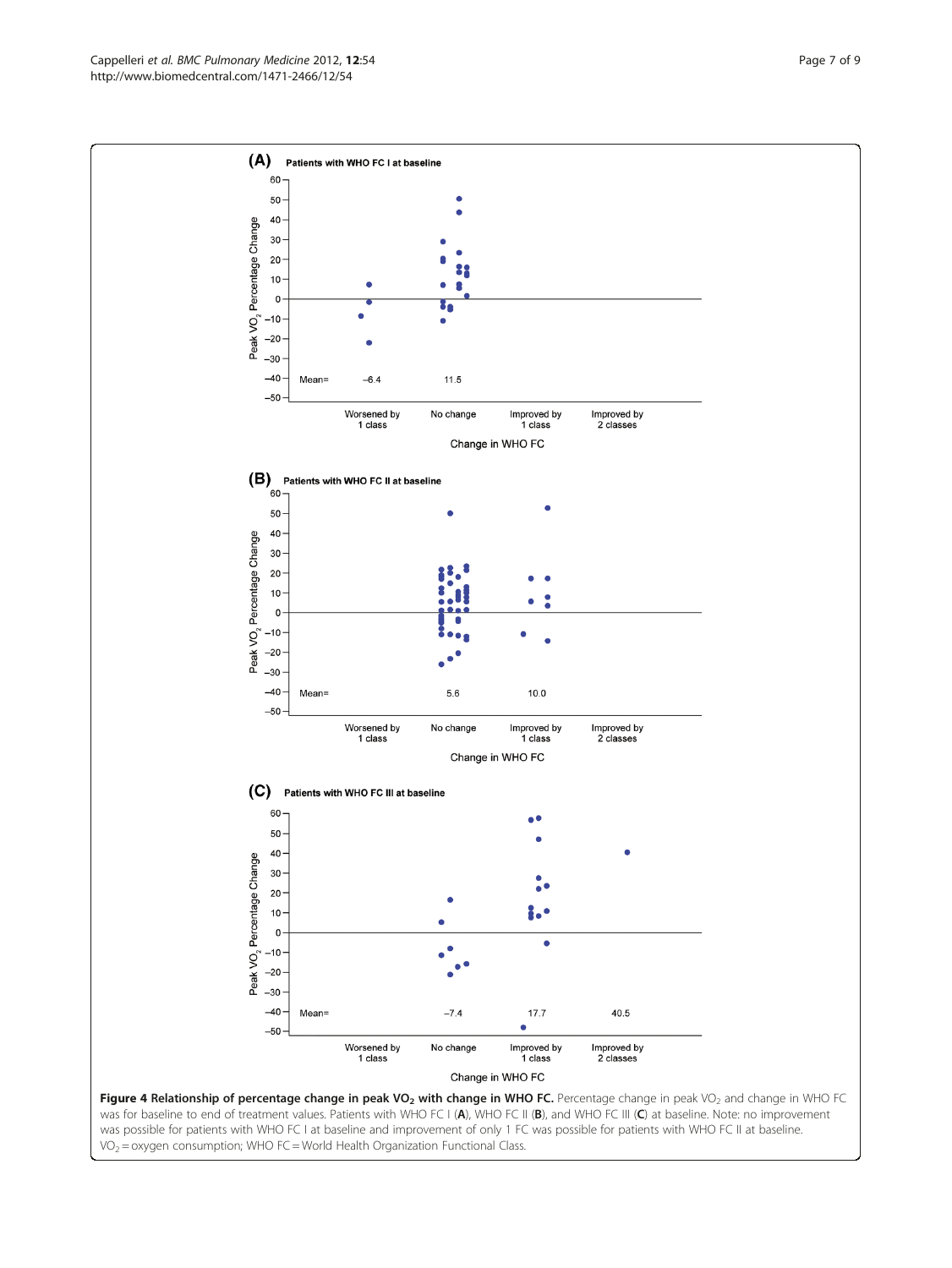**Figure 4 Relationship of percentage change in peak $VO_2$ with change in WHO FC.** Percentage change in peak $VO_2$ and change in WHO FC was for baseline to end of treatment values. Patients with WHO FC I (**A**), WHO FC II (**B**), and WHO FC III (**C**) at baseline. Note: no improvement was possible for patients with WHO FC I at baseline and improvement of only 1 FC was possible for patients with WHO FC II at baseline. $VO_2$ = oxygen consumption; WHO FC = World Health Organization Functional Class.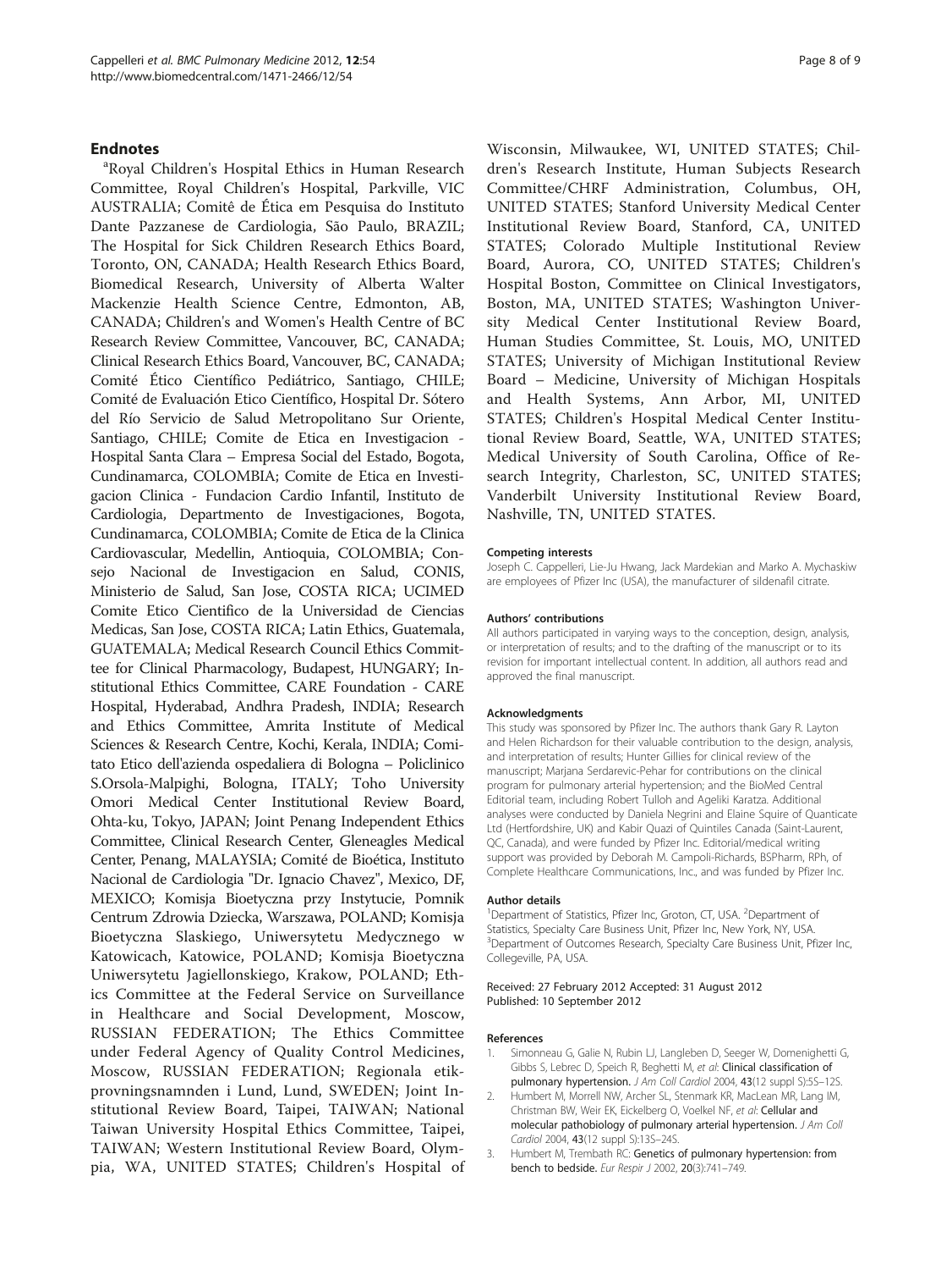## Endnotes

[a]Royal Children's Hospital Ethics in Human Research Committee, Royal Children's Hospital, Parkville, VIC AUSTRALIA; Comitê de Ética em Pesquisa do Instituto Dante Pazzanese de Cardiologia, São Paulo, BRAZIL; The Hospital for Sick Children Research Ethics Board, Toronto, ON, CANADA; Health Research Ethics Board, Biomedical Research, University of Alberta Walter Mackenzie Health Science Centre, Edmonton, AB, CANADA; Children's and Women's Health Centre of BC Research Review Committee, Vancouver, BC, CANADA; Clinical Research Ethics Board, Vancouver, BC, CANADA; Comité Ético Científico Pediátrico, Santiago, CHILE; Comité de Evaluación Etico Científico, Hospital Dr. Sótero del Río Servicio de Salud Metropolitano Sur Oriente, Santiago, CHILE; Comite de Etica en Investigacion - Hospital Santa Clara – Empresa Social del Estado, Bogota, Cundinamarca, COLOMBIA; Comite de Etica en Investigacion Clinica - Fundacion Cardio Infantil, Instituto de Cardiologia, Departmento de Investigaciones, Bogota, Cundinamarca, COLOMBIA; Comite de Etica de la Clinica Cardiovascular, Medellin, Antioquia, COLOMBIA; Consejo Nacional de Investigacion en Salud, CONIS, Ministerio de Salud, San Jose, COSTA RICA; UCIMED Comite Etico Cientifico de la Universidad de Ciencias Medicas, San Jose, COSTA RICA; Latin Ethics, Guatemala, GUATEMALA; Medical Research Council Ethics Committee for Clinical Pharmacology, Budapest, HUNGARY; Institutional Ethics Committee, CARE Foundation - CARE Hospital, Hyderabad, Andhra Pradesh, INDIA; Research and Ethics Committee, Amrita Institute of Medical Sciences & Research Centre, Kochi, Kerala, INDIA; Comitato Etico dell'azienda ospedaliera di Bologna – Policlinico S.Orsola-Malpighi, Bologna, ITALY; Toho University Omori Medical Center Institutional Review Board, Ohta-ku, Tokyo, JAPAN; Joint Penang Independent Ethics Committee, Clinical Research Center, Gleneagles Medical Center, Penang, MALAYSIA; Comité de Bioética, Instituto Nacional de Cardiologia "Dr. Ignacio Chavez", Mexico, DF, MEXICO; Komisja Bioetyczna przy Instytucie, Pomnik Centrum Zdrowia Dziecka, Warszawa, POLAND; Komisja Bioetyczna Slaskiego, Uniwersytetu Medycznego w Katowicach, Katowice, POLAND; Komisja Bioetyczna Uniwersytetu Jagiellonskiego, Krakow, POLAND; Ethics Committee at the Federal Service on Surveillance in Healthcare and Social Development, Moscow, RUSSIAN FEDERATION; The Ethics Committee under Federal Agency of Quality Control Medicines, Moscow, RUSSIAN FEDERATION; Regionala etikprovningsnamnden i Lund, Lund, SWEDEN; Joint Institutional Review Board, Taipei, TAIWAN; National Taiwan University Hospital Ethics Committee, Taipei, TAIWAN; Western Institutional Review Board, Olympia, WA, UNITED STATES; Children's Hospital of Wisconsin, Milwaukee, WI, UNITED STATES; Children's Research Institute, Human Subjects Research Committee/CHRF Administration, Columbus, OH, UNITED STATES; Stanford University Medical Center Institutional Review Board, Stanford, CA, UNITED STATES; Colorado Multiple Institutional Review Board, Aurora, CO, UNITED STATES; Children's Hospital Boston, Committee on Clinical Investigators, Boston, MA, UNITED STATES; Washington University Medical Center Institutional Review Board, Human Studies Committee, St. Louis, MO, UNITED STATES; University of Michigan Institutional Review Board – Medicine, University of Michigan Hospitals and Health Systems, Ann Arbor, MI, UNITED STATES; Children's Hospital Medical Center Institutional Review Board, Seattle, WA, UNITED STATES; Medical University of South Carolina, Office of Research Integrity, Charleston, SC, UNITED STATES; Vanderbilt University Institutional Review Board, Nashville, TN, UNITED STATES.

#### Competing interests

Joseph C. Cappelleri, Lie-Ju Hwang, Jack Mardekian and Marko A. Mychaskiw are employees of Pfizer Inc (USA), the manufacturer of sildenafil citrate.

#### Authors' contributions

All authors participated in varying ways to the conception, design, analysis, or interpretation of results; and to the drafting of the manuscript or to its revision for important intellectual content. In addition, all authors read and approved the final manuscript.

#### Acknowledgments

This study was sponsored by Pfizer Inc. The authors thank Gary R. Layton and Helen Richardson for their valuable contribution to the design, analysis, and interpretation of results; Hunter Gillies for clinical review of the manuscript; Marjana Serdarevic-Pehar for contributions on the clinical program for pulmonary arterial hypertension; and the BioMed Central Editorial team, including Robert Tulloh and Ageliki Karatza. Additional analyses were conducted by Daniela Negrini and Elaine Squire of Quanticate Ltd (Hertfordshire, UK) and Kabir Quazi of Quintiles Canada (Saint-Laurent, QC, Canada), and were funded by Pfizer Inc. Editorial/medical writing support was provided by Deborah M. Campoli-Richards, BSPharm, RPh, of Complete Healthcare Communications, Inc., and was funded by Pfizer Inc.

#### Author details

[1]Department of Statistics, Pfizer Inc, Groton, CT, USA. [2]Department of Statistics, Specialty Care Business Unit, Pfizer Inc, New York, NY, USA. [3]Department of Outcomes Research, Specialty Care Business Unit, Pfizer Inc, Collegeville, PA, USA.

Received: 27 February 2012 Accepted: 31 August 2012
Published: 10 September 2012

#### References

1. Simonneau G, Galie N, Rubin LJ, Langleben D, Seeger W, Domenighetti G, Gibbs S, Lebrec D, Speich R, Beghetti M, *et al*: **Clinical classification of pulmonary hypertension.** *J Am Coll Cardiol* 2004, **43**(12 suppl S):5S–12S.
2. Humbert M, Morrell NW, Archer SL, Stenmark KR, MacLean MR, Lang IM, Christman BW, Weir EK, Eickelberg O, Voelkel NF, *et al*: **Cellular and molecular pathobiology of pulmonary arterial hypertension.** *J Am Coll Cardiol* 2004, **43**(12 suppl S):13S–24S.
3. Humbert M, Trembath RC: **Genetics of pulmonary hypertension: from bench to bedside.** *Eur Respir J* 2002, **20**(3):741–749.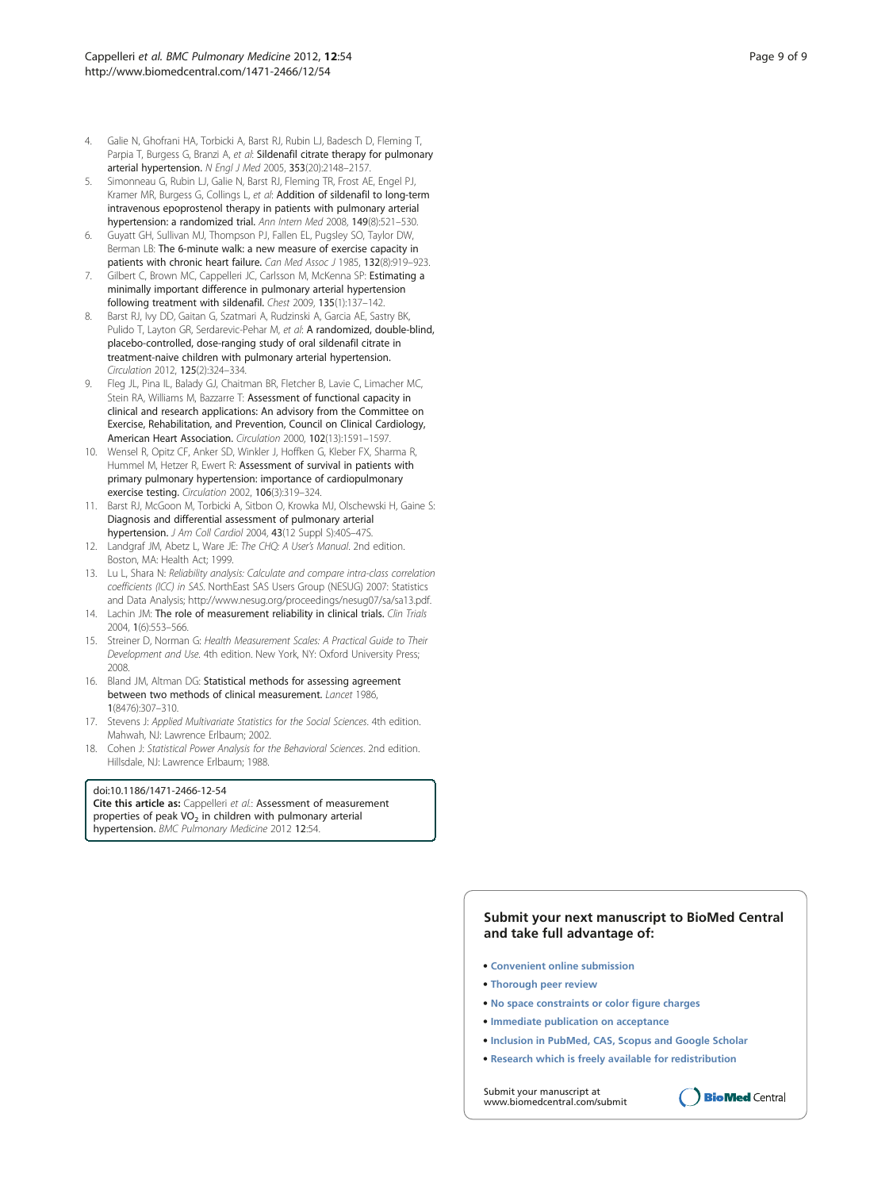4. Galie N, Ghofrani HA, Torbicki A, Barst RJ, Rubin LJ, Badesch D, Fleming T, Parpia T, Burgess G, Branzi A, *et al*: **Sildenafil citrate therapy for pulmonary arterial hypertension.** *N Engl J Med* 2005, **353**(20):2148–2157.
5. Simonneau G, Rubin LJ, Galie N, Barst RJ, Fleming TR, Frost AE, Engel PJ, Kramer MR, Burgess G, Collings L, *et al*: **Addition of sildenafil to long-term intravenous epoprostenol therapy in patients with pulmonary arterial hypertension: a randomized trial.** *Ann Intern Med* 2008, **149**(8):521–530.
6. Guyatt GH, Sullivan MJ, Thompson PJ, Fallen EL, Pugsley SO, Taylor DW, Berman LB: **The 6-minute walk: a new measure of exercise capacity in patients with chronic heart failure.** *Can Med Assoc J* 1985, **132**(8):919–923.
7. Gilbert C, Brown MC, Cappelleri JC, Carlsson M, McKenna SP: **Estimating a minimally important difference in pulmonary arterial hypertension following treatment with sildenafil.** *Chest* 2009, **135**(1):137–142.
8. Barst RJ, Ivy DD, Gaitan G, Szatmari A, Rudzinski A, Garcia AE, Sastry BK, Pulido T, Layton GR, Serdarevic-Pehar M, *et al*: **A randomized, double-blind, placebo-controlled, dose-ranging study of oral sildenafil citrate in treatment-naive children with pulmonary arterial hypertension.** *Circulation* 2012, **125**(2):324–334.
9. Fleg JL, Pina IL, Balady GJ, Chaitman BR, Fletcher B, Lavie C, Limacher MC, Stein RA, Williams M, Bazzarre T: **Assessment of functional capacity in clinical and research applications: An advisory from the Committee on Exercise, Rehabilitation, and Prevention, Council on Clinical Cardiology, American Heart Association.** *Circulation* 2000, **102**(13):1591–1597.
10. Wensel R, Opitz CF, Anker SD, Winkler J, Hoffken G, Kleber FX, Sharma R, Hummel M, Hetzer R, Ewert R: **Assessment of survival in patients with primary pulmonary hypertension: importance of cardiopulmonary exercise testing.** *Circulation* 2002, **106**(3):319–324.
11. Barst RJ, McGoon M, Torbicki A, Sitbon O, Krowka MJ, Olschewski H, Gaine S: **Diagnosis and differential assessment of pulmonary arterial hypertension.** *J Am Coll Cardiol* 2004, **43**(12 Suppl S):40S–47S.
12. Landgraf JM, Abetz L, Ware JE: *The CHQ: A User's Manual*. 2nd edition. Boston, MA: Health Act; 1999.
13. Lu L, Shara N: *Reliability analysis: Calculate and compare intra-class correlation coefficients (ICC) in SAS*. NorthEast SAS Users Group (NESUG) 2007: Statistics and Data Analysis; http://www.nesug.org/proceedings/nesug07/sa/sa13.pdf.
14. Lachin JM: **The role of measurement reliability in clinical trials.** *Clin Trials* 2004, **1**(6):553–566.
15. Streiner D, Norman G: *Health Measurement Scales: A Practical Guide to Their Development and Use*. 4th edition. New York, NY: Oxford University Press; 2008.
16. Bland JM, Altman DG: **Statistical methods for assessing agreement between two methods of clinical measurement.** *Lancet* 1986, **1**(8476):307–310.
17. Stevens J: *Applied Multivariate Statistics for the Social Sciences*. 4th edition. Mahwah, NJ: Lawrence Erlbaum; 2002.
18. Cohen J: *Statistical Power Analysis for the Behavioral Sciences*. 2nd edition. Hillsdale, NJ: Lawrence Erlbaum; 1988.

doi:10.1186/1471-2466-12-54

**Cite this article as:** Cappelleri *et al.*: Assessment of measurement properties of peak $VO_2$ in children with pulmonary arterial hypertension. *BMC Pulmonary Medicine* 2012 **12**:54.

**Submit your next manuscript to BioMed Central and take full advantage of:**

- **Convenient online submission**
- **Thorough peer review**
- **No space constraints or color figure charges**
- **Immediate publication on acceptance**
- **Inclusion in PubMed, CAS, Scopus and Google Scholar**
- **Research which is freely available for redistribution**

Submit your manuscript at www.biomedcentral.com/submit